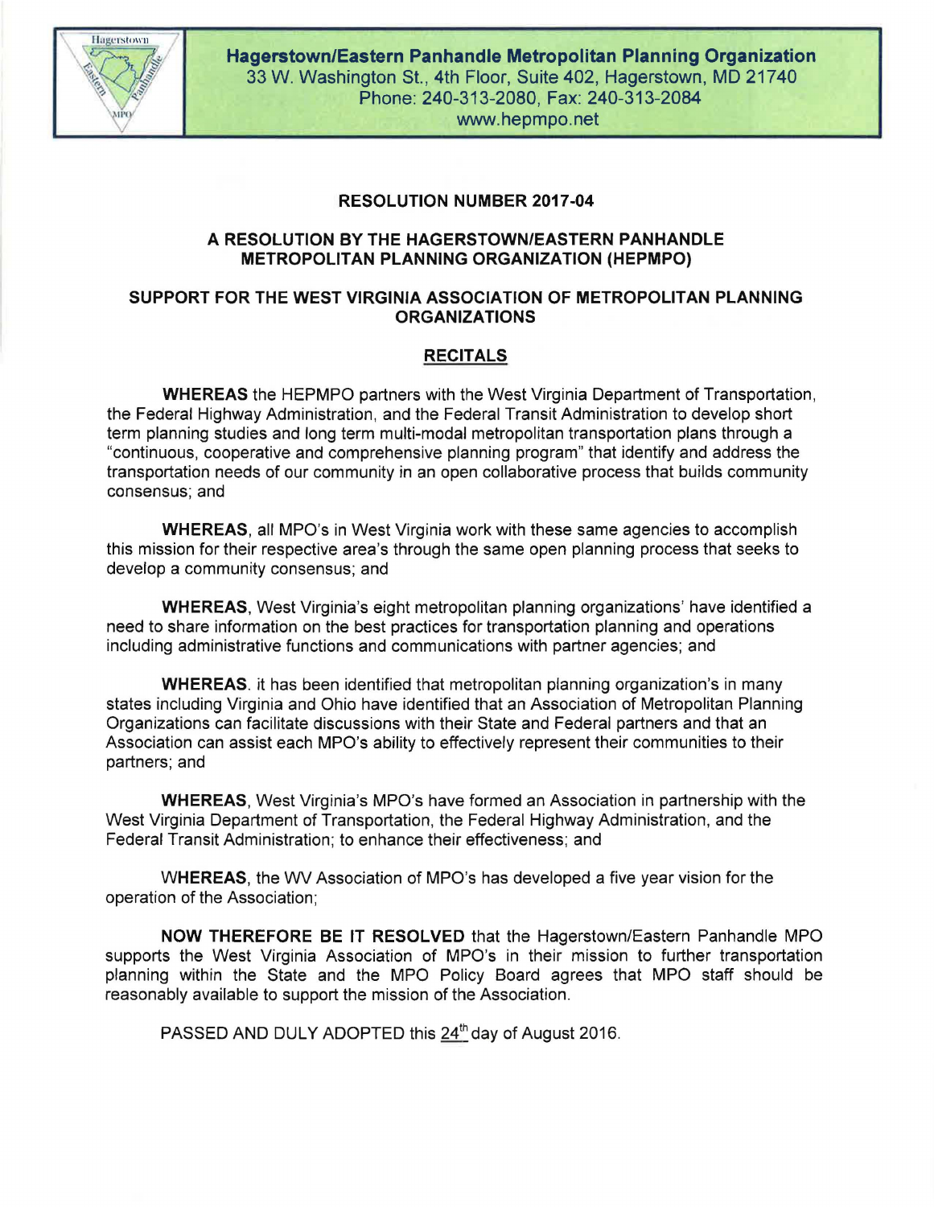**Hagerstown/Eastern Panhandle Metropolitan Planning Organization**
33 W. Washington St., 4th Floor, Suite 402, Hagerstown, MD 21740
Phone: 240-313-2080, Fax: 240-313-2084
www.hepmpo.net

**RESOLUTION NUMBER 2017-04**

**A RESOLUTION BY THE HAGERSTOWN/EASTERN PANHANDLE METROPOLITAN PLANNING ORGANIZATION (HEPMPO)**

**SUPPORT FOR THE WEST VIRGINIA ASSOCIATION OF METROPOLITAN PLANNING ORGANIZATIONS**

**RECITALS**

**WHEREAS** the HEPMPO partners with the West Virginia Department of Transportation, the Federal Highway Administration, and the Federal Transit Administration to develop short term planning studies and long term multi-modal metropolitan transportation plans through a "continuous, cooperative and comprehensive planning program" that identify and address the transportation needs of our community in an open collaborative process that builds community consensus; and

**WHEREAS**, all MPO's in West Virginia work with these same agencies to accomplish this mission for their respective area's through the same open planning process that seeks to develop a community consensus; and

**WHEREAS**, West Virginia's eight metropolitan planning organizations' have identified a need to share information on the best practices for transportation planning and operations including administrative functions and communications with partner agencies; and

**WHEREAS**. it has been identified that metropolitan planning organization's in many states including Virginia and Ohio have identified that an Association of Metropolitan Planning Organizations can facilitate discussions with their State and Federal partners and that an Association can assist each MPO's ability to effectively represent their communities to their partners; and

**WHEREAS**, West Virginia's MPO's have formed an Association in partnership with the West Virginia Department of Transportation, the Federal Highway Administration, and the Federal Transit Administration; to enhance their effectiveness; and

**WHEREAS**, the WV Association of MPO's has developed a five year vision for the operation of the Association;

**NOW THEREFORE BE IT RESOLVED** that the Hagerstown/Eastern Panhandle MPO supports the West Virginia Association of MPO's in their mission to further transportation planning within the State and the MPO Policy Board agrees that MPO staff should be reasonably available to support the mission of the Association.

PASSED AND DULY ADOPTED this 24th day of August 2016.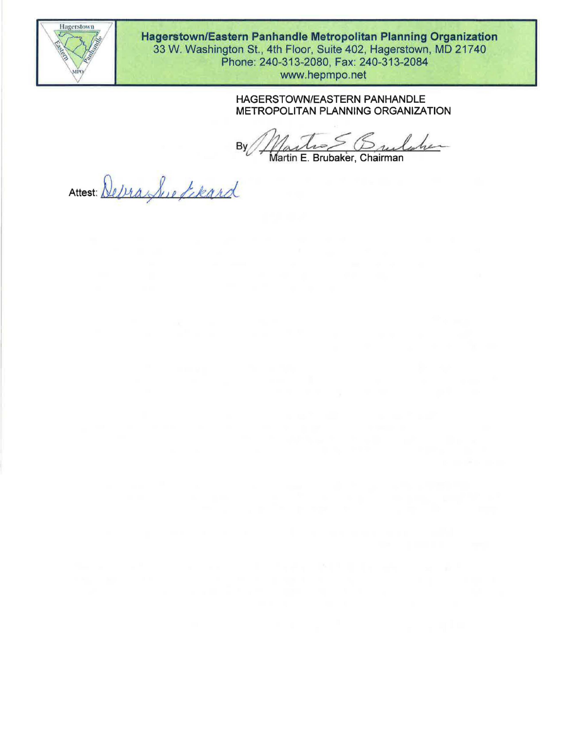**Hagerstown/Eastern Panhandle Metropolitan Planning Organization**
33 W. Washington St., 4th Floor, Suite 402, Hagerstown, MD 21740
Phone: 240-313-2080, Fax: 240-313-2084
www.hepmpo.net

HAGERSTOWN/EASTERN PANHANDLE
METROPOLITAN PLANNING ORGANIZATION

By Martin E. Brubaker
Martin E. Brubaker, Chairman

Attest: Debra Sue Eckard